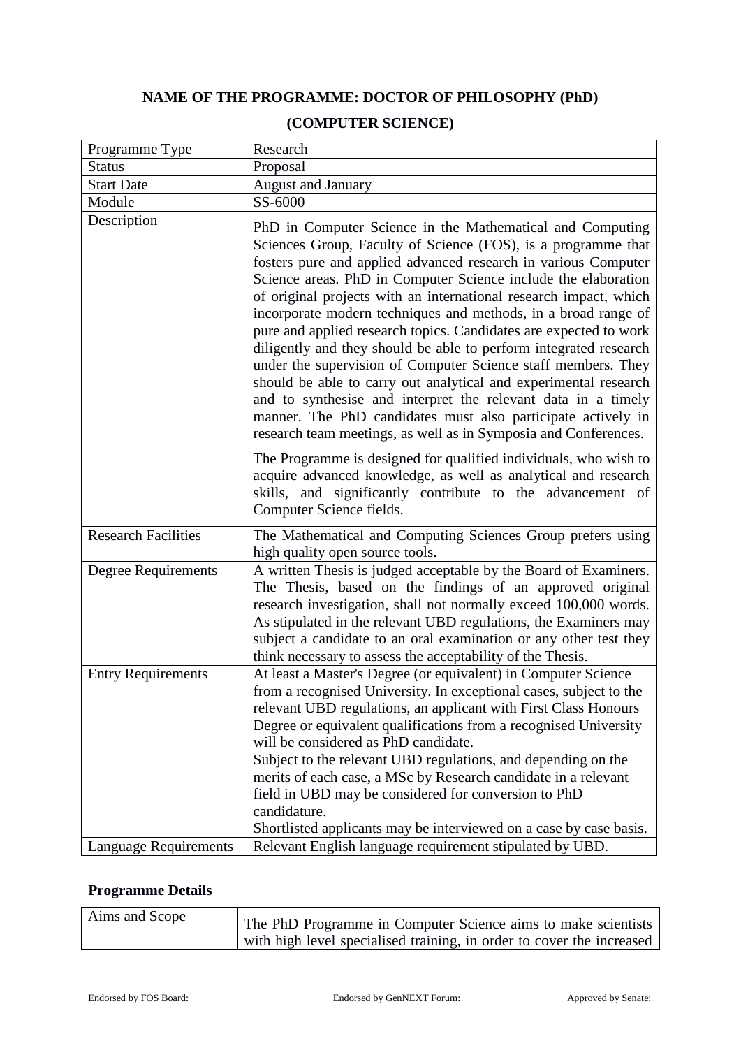# NAME OF THE PROGRAMME: DOCTOR OF PHILOSOPHY (PhD)

# (COMPUTER SCIENCE)

| | |
|---|---|
| Programme Type | Research |
| Status | Proposal |
| Start Date | August and January |
| Module | SS-6000 |
| Description | PhD in Computer Science in the Mathematical and Computing Sciences Group, Faculty of Science (FOS), is a programme that fosters pure and applied advanced research in various Computer Science areas. PhD in Computer Science include the elaboration of original projects with an international research impact, which incorporate modern techniques and methods, in a broad range of pure and applied research topics. Candidates are expected to work diligently and they should be able to perform integrated research under the supervision of Computer Science staff members. They should be able to carry out analytical and experimental research and to synthesise and interpret the relevant data in a timely manner. The PhD candidates must also participate actively in research team meetings, as well as in Symposia and Conferences.<br><br>The Programme is designed for qualified individuals, who wish to acquire advanced knowledge, as well as analytical and research skills, and significantly contribute to the advancement of Computer Science fields. |
| Research Facilities | The Mathematical and Computing Sciences Group prefers using high quality open source tools. |
| Degree Requirements | A written Thesis is judged acceptable by the Board of Examiners. The Thesis, based on the findings of an approved original research investigation, shall not normally exceed 100,000 words. As stipulated in the relevant UBD regulations, the Examiners may subject a candidate to an oral examination or any other test they think necessary to assess the acceptability of the Thesis. |
| Entry Requirements | At least a Master's Degree (or equivalent) in Computer Science from a recognised University. In exceptional cases, subject to the relevant UBD regulations, an applicant with First Class Honours Degree or equivalent qualifications from a recognised University will be considered as PhD candidate.<br>Subject to the relevant UBD regulations, and depending on the merits of each case, a MSc by Research candidate in a relevant field in UBD may be considered for conversion to PhD candidature.<br>Shortlisted applicants may be interviewed on a case by case basis. |
| Language Requirements | Relevant English language requirement stipulated by UBD. |

## Programme Details

| | |
|---|---|
| Aims and Scope | The PhD Programme in Computer Science aims to make scientists with high level specialised training, in order to cover the increased |

Endorsed by FOS Board: Endorsed by GenNEXT Forum: Approved by Senate: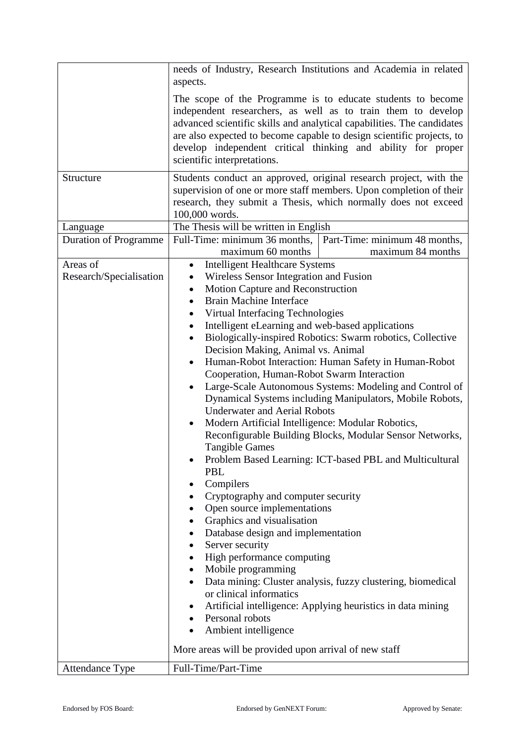| | |
|---|---|
| | needs of Industry, Research Institutions and Academia in related aspects.<br><br>The scope of the Programme is to educate students to become independent researchers, as well as to train them to develop advanced scientific skills and analytical capabilities. The candidates are also expected to become capable to design scientific projects, to develop independent critical thinking and ability for proper scientific interpretations. |
| Structure | Students conduct an approved, original research project, with the supervision of one or more staff members. Upon completion of their research, they submit a Thesis, which normally does not exceed 100,000 words. |
| Language | The Thesis will be written in English |
| Duration of Programme | Full-Time: minimum 36 months, maximum 60 months \| Part-Time: minimum 48 months, maximum 84 months |
| Areas of Research/Specialisation | • Intelligent Healthcare Systems<br>• Wireless Sensor Integration and Fusion<br>• Motion Capture and Reconstruction<br>• Brain Machine Interface<br>• Virtual Interfacing Technologies<br>• Intelligent eLearning and web-based applications<br>• Biologically-inspired Robotics: Swarm robotics, Collective Decision Making, Animal vs. Animal<br>• Human-Robot Interaction: Human Safety in Human-Robot Cooperation, Human-Robot Swarm Interaction<br>• Large-Scale Autonomous Systems: Modeling and Control of Dynamical Systems including Manipulators, Mobile Robots, Underwater and Aerial Robots<br>• Modern Artificial Intelligence: Modular Robotics, Reconfigurable Building Blocks, Modular Sensor Networks, Tangible Games<br>• Problem Based Learning: ICT-based PBL and Multicultural PBL<br>• Compilers<br>• Cryptography and computer security<br>• Open source implementations<br>• Graphics and visualisation<br>• Database design and implementation<br>• Server security<br>• High performance computing<br>• Mobile programming<br>• Data mining: Cluster analysis, fuzzy clustering, biomedical or clinical informatics<br>• Artificial intelligence: Applying heuristics in data mining<br>• Personal robots<br>• Ambient intelligence<br><br>More areas will be provided upon arrival of new staff |
| Attendance Type | Full-Time/Part-Time |

Endorsed by FOS Board: Endorsed by GenNEXT Forum: Approved by Senate: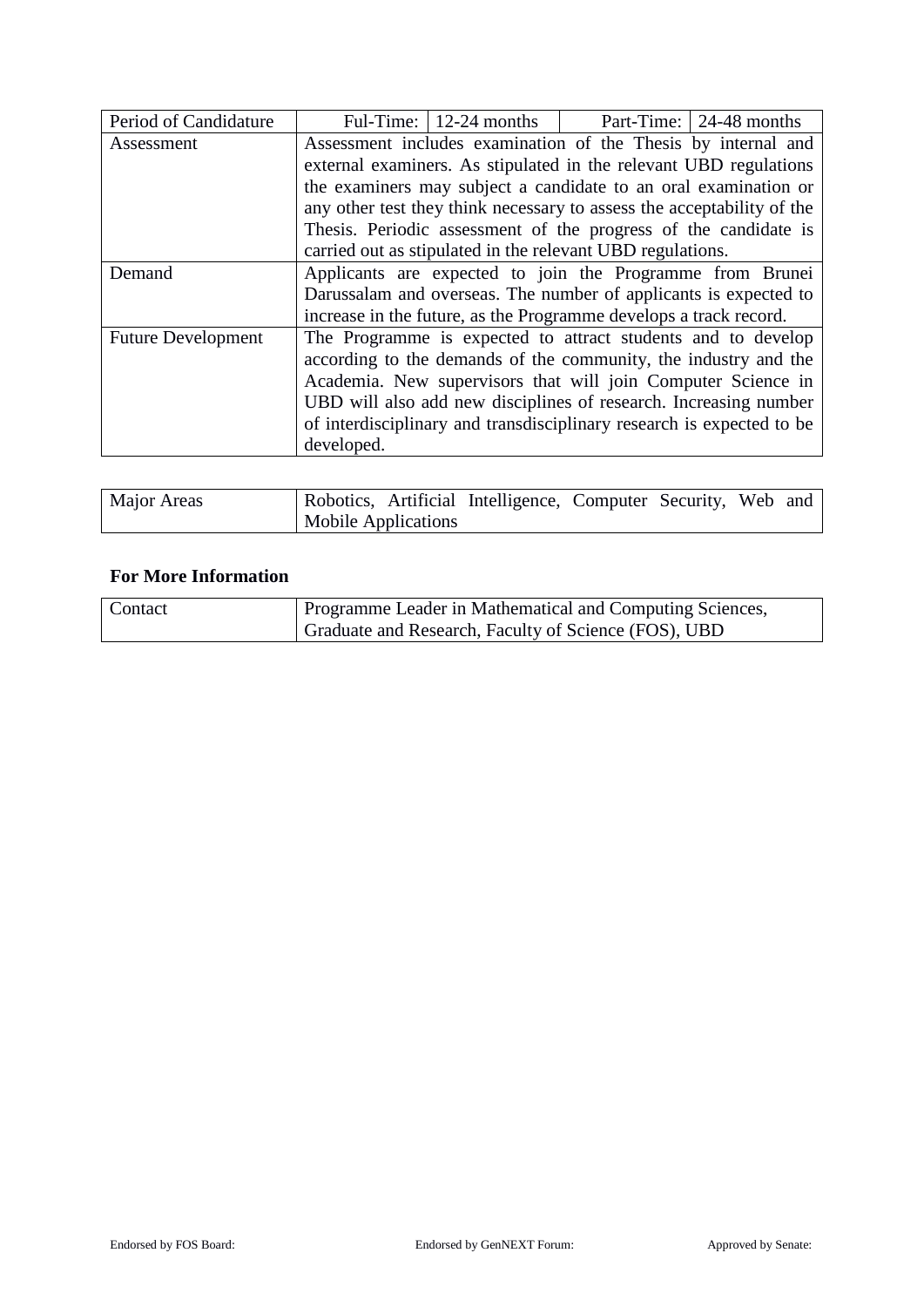| | | | | |
|---|---|---|---|---|
| Period of Candidature | Ful-Time: | 12-24 months | Part-Time: | 24-48 months |
| Assessment | Assessment includes examination of the Thesis by internal and external examiners. As stipulated in the relevant UBD regulations the examiners may subject a candidate to an oral examination or any other test they think necessary to assess the acceptability of the Thesis. Periodic assessment of the progress of the candidate is carried out as stipulated in the relevant UBD regulations. | | | |
| Demand | Applicants are expected to join the Programme from Brunei Darussalam and overseas. The number of applicants is expected to increase in the future, as the Programme develops a track record. | | | |
| Future Development | The Programme is expected to attract students and to develop according to the demands of the community, the industry and the Academia. New supervisors that will join Computer Science in UBD will also add new disciplines of research. Increasing number of interdisciplinary and transdisciplinary research is expected to be developed. | | | |

| | |
|---|---|
| Major Areas | Robotics, Artificial Intelligence, Computer Security, Web and Mobile Applications |

### For More Information

| | |
|---|---|
| Contact | Programme Leader in Mathematical and Computing Sciences, Graduate and Research, Faculty of Science (FOS), UBD |

Endorsed by FOS Board: Endorsed by GenNEXT Forum: Approved by Senate: